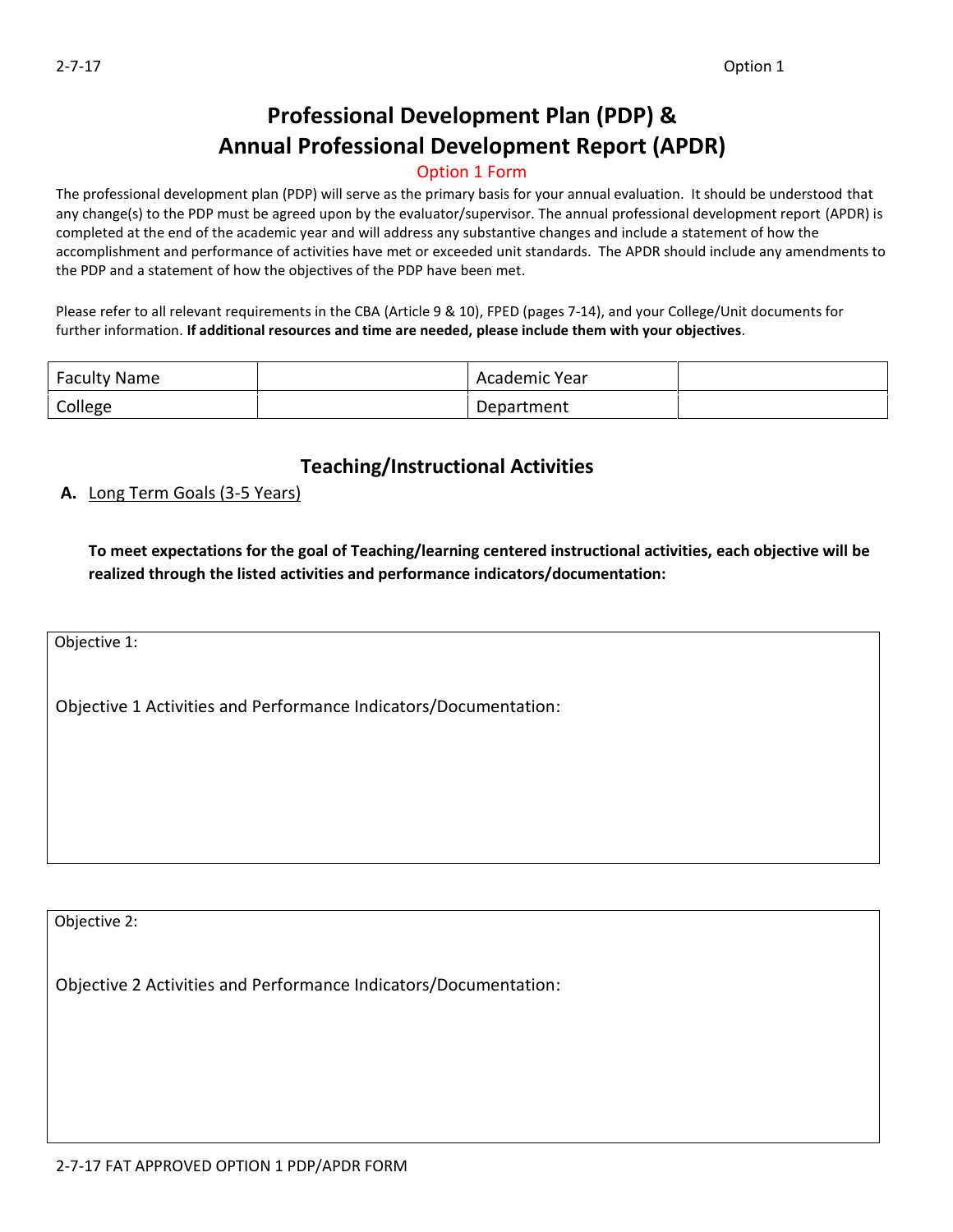# Professional Development Plan (PDP) & Annual Professional Development Report (APDR)

Option 1 Form

The professional development plan (PDP) will serve as the primary basis for your annual evaluation. It should be understood that any change(s) to the PDP must be agreed upon by the evaluator/supervisor. The annual professional development report (APDR) is completed at the end of the academic year and will address any substantive changes and include a statement of how the accomplishment and performance of activities have met or exceeded unit standards. The APDR should include any amendments to the PDP and a statement of how the objectives of the PDP have been met.

Please refer to all relevant requirements in the CBA (Article 9 & 10), FPED (pages 7-14), and your College/Unit documents for further information. **If additional resources and time are needed, please include them with your objectives**.

| | | | |
|---|---|---|---|
| Faculty Name | | Academic Year | |
| College | | Department | |

## Teaching/Instructional Activities

**A.** Long Term Goals (3-5 Years)

**To meet expectations for the goal of Teaching/learning centered instructional activities, each objective will be realized through the listed activities and performance indicators/documentation:**

Objective 1:

Objective 1 Activities and Performance Indicators/Documentation:

Objective 2:

Objective 2 Activities and Performance Indicators/Documentation: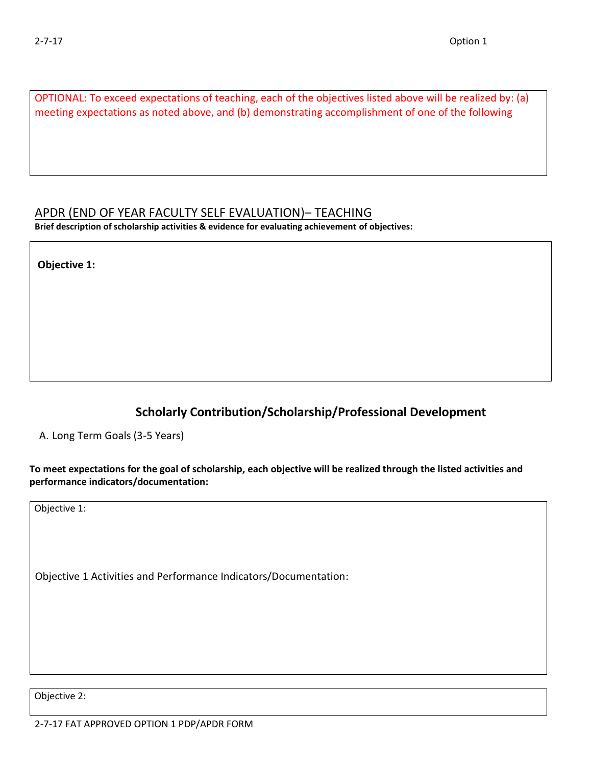OPTIONAL: To exceed expectations of teaching, each of the objectives listed above will be realized by: (a) meeting expectations as noted above, and (b) demonstrating accomplishment of one of the following

## APDR (END OF YEAR FACULTY SELF EVALUATION)– TEACHING

**Brief description of scholarship activities & evidence for evaluating achievement of objectives:**

**Objective 1:**

## Scholarly Contribution/Scholarship/Professional Development

A. Long Term Goals (3-5 Years)

**To meet expectations for the goal of scholarship, each objective will be realized through the listed activities and performance indicators/documentation:**

Objective 1:

Objective 1 Activities and Performance Indicators/Documentation:

Objective 2: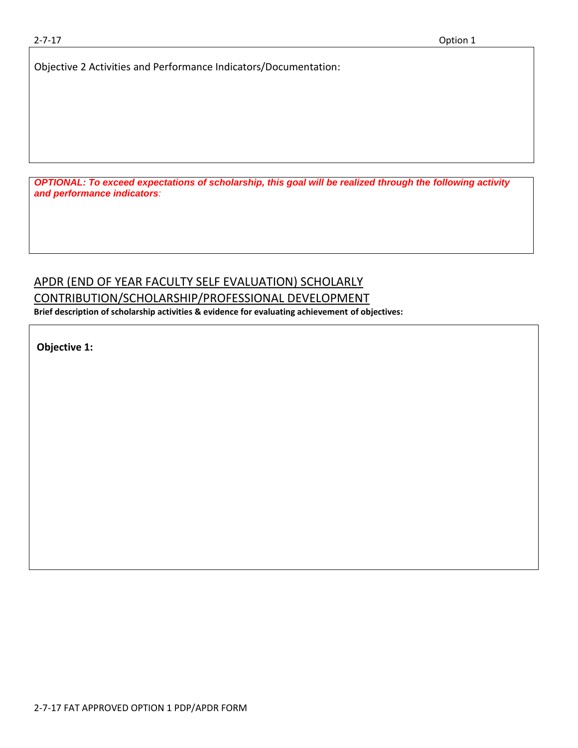Objective 2 Activities and Performance Indicators/Documentation:

***OPTIONAL: To exceed expectations of scholarship, this goal will be realized through the following activity and performance indicators:***

## APDR (END OF YEAR FACULTY SELF EVALUATION) SCHOLARLY CONTRIBUTION/SCHOLARSHIP/PROFESSIONAL DEVELOPMENT

**Brief description of scholarship activities & evidence for evaluating achievement of objectives:**

**Objective 1:**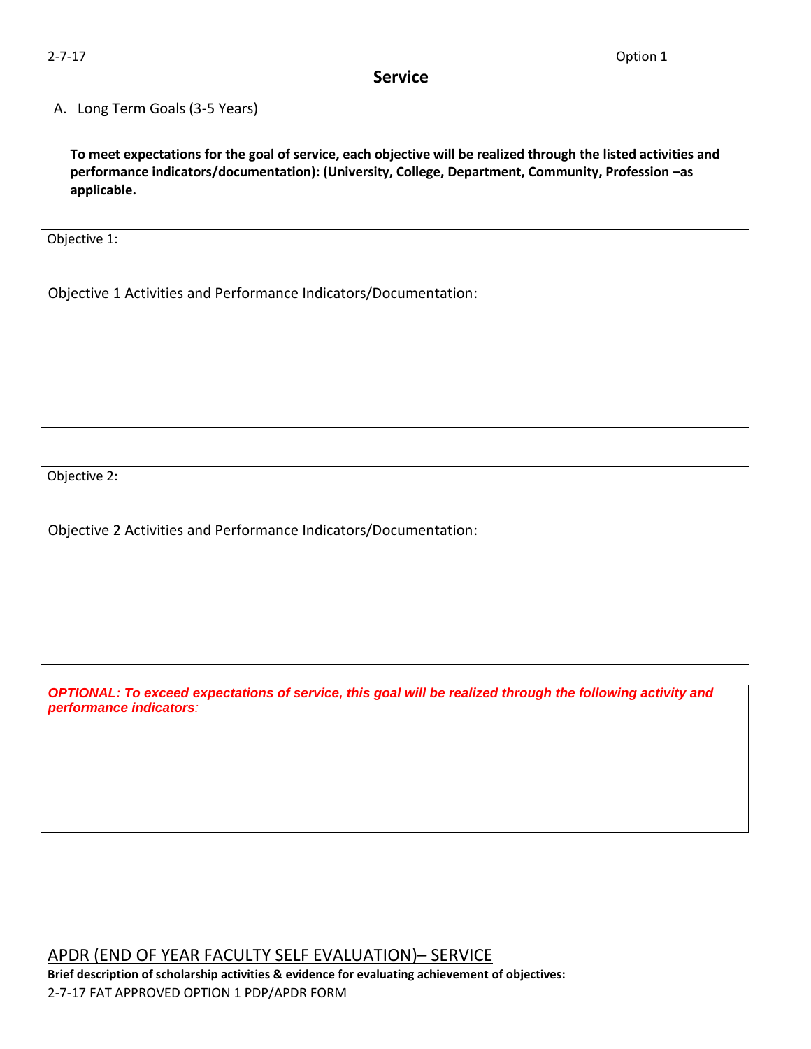## Service

A. Long Term Goals (3-5 Years)

**To meet expectations for the goal of service, each objective will be realized through the listed activities and performance indicators/documentation): (University, College, Department, Community, Profession –as applicable.**

Objective 1:

Objective 1 Activities and Performance Indicators/Documentation:

Objective 2:

Objective 2 Activities and Performance Indicators/Documentation:

***OPTIONAL: To exceed expectations of service, this goal will be realized through the following activity and performance indicators:***

APDR (END OF YEAR FACULTY SELF EVALUATION)– SERVICE

**Brief description of scholarship activities & evidence for evaluating achievement of objectives:**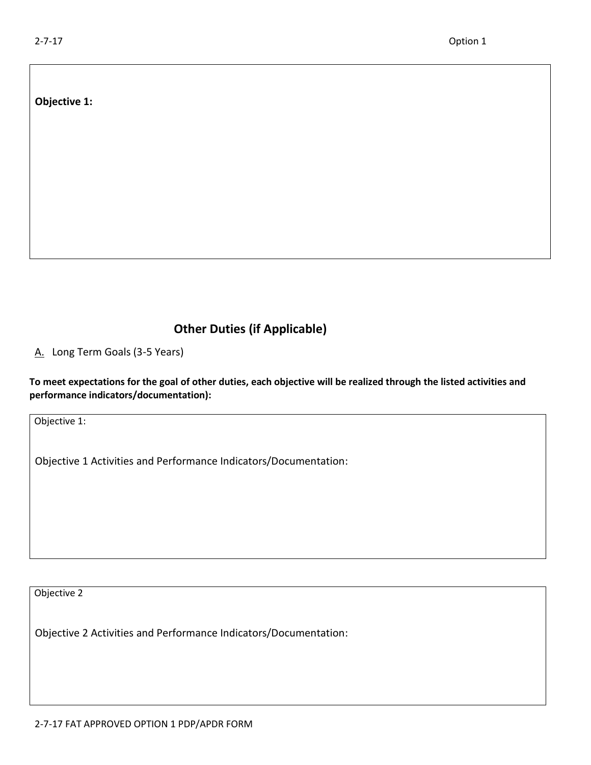**Objective 1:**

## Other Duties (if Applicable)

A. Long Term Goals (3-5 Years)

**To meet expectations for the goal of other duties, each objective will be realized through the listed activities and performance indicators/documentation):**

Objective 1:

Objective 1 Activities and Performance Indicators/Documentation:

Objective 2

Objective 2 Activities and Performance Indicators/Documentation: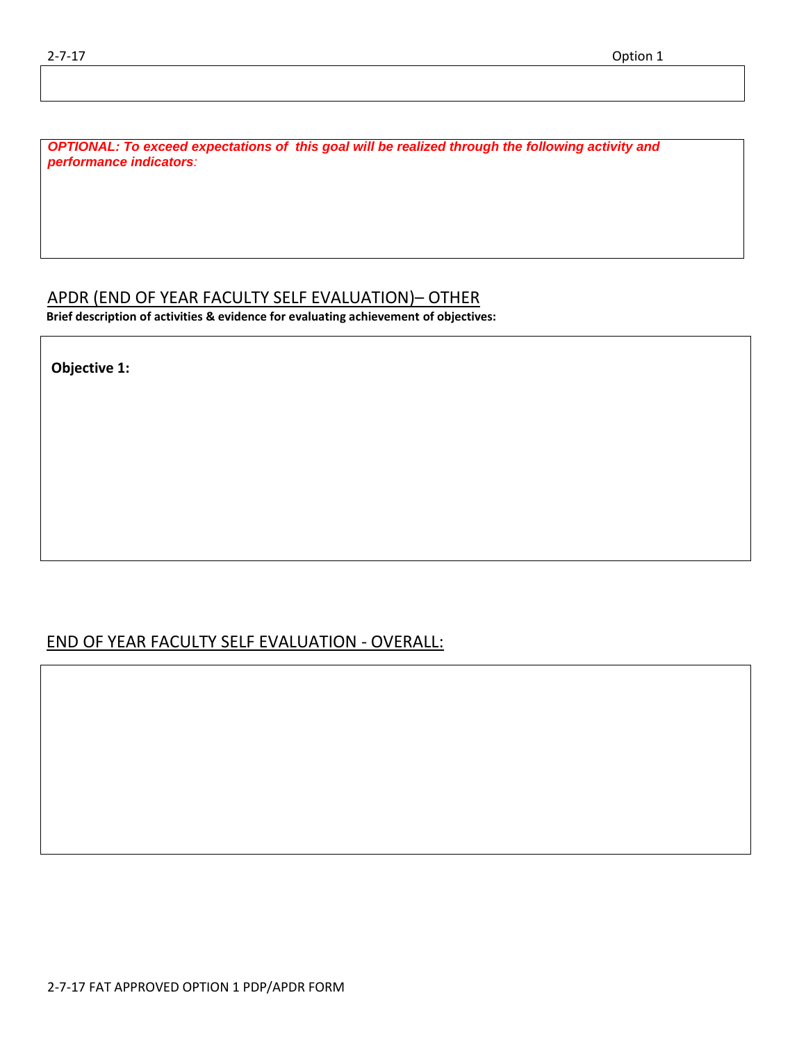***OPTIONAL: To exceed expectations of  this goal will be realized through the following activity and performance indicators:***

## APDR (END OF YEAR FACULTY SELF EVALUATION)– OTHER

**Brief description of activities & evidence for evaluating achievement of objectives:**

**Objective 1:**

## END OF YEAR FACULTY SELF EVALUATION - OVERALL: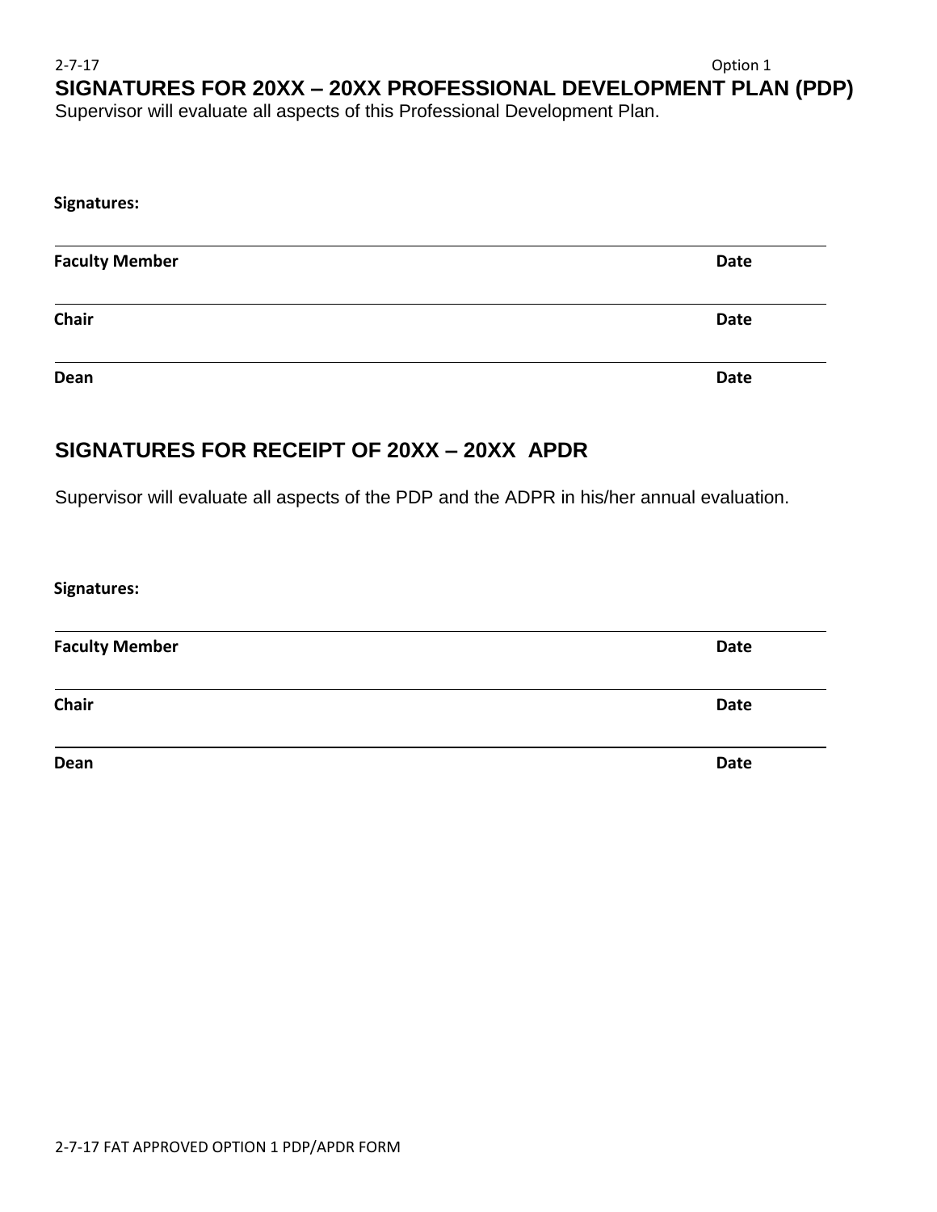2-7-17 Option 1

## SIGNATURES FOR 20XX – 20XX PROFESSIONAL DEVELOPMENT PLAN (PDP)

Supervisor will evaluate all aspects of this Professional Development Plan.

**Signatures:**

___________________________________________________________________________

**Faculty Member** **Date**

___________________________________________________________________________

**Chair** **Date**

___________________________________________________________________________

**Dean** **Date**

## SIGNATURES FOR RECEIPT OF 20XX – 20XX APDR

Supervisor will evaluate all aspects of the PDP and the ADPR in his/her annual evaluation.

**Signatures:**

___________________________________________________________________________

**Faculty Member** **Date**

___________________________________________________________________________

**Chair** **Date**

___________________________________________________________________________

**Dean** **Date**

2-7-17 FAT APPROVED OPTION 1 PDP/APDR FORM